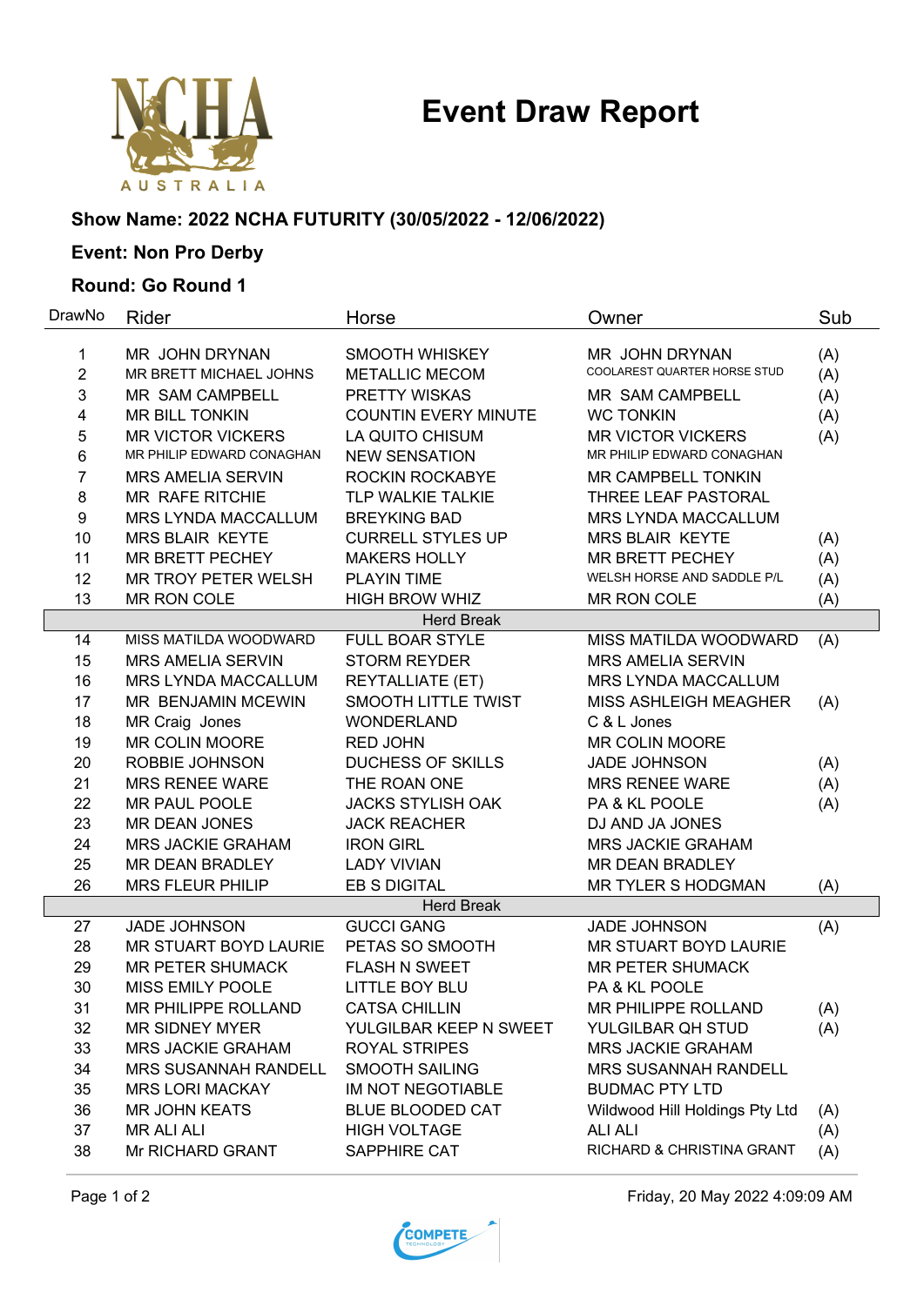# Event Draw Report

**Show Name: 2022 NCHA FUTURITY (30/05/2022 - 12/06/2022)**

**Event: Non Pro Derby**

**Round: Go Round 1**

| DrawNo | Rider | Horse | Owner | Sub |
|---|---|---|---|---|
| 1 | MR JOHN DRYNAN | SMOOTH WHISKEY | MR JOHN DRYNAN | (A) |
| 2 | MR BRETT MICHAEL JOHNS | METALLIC MECOM | COOLAREST QUARTER HORSE STUD | (A) |
| 3 | MR SAM CAMPBELL | PRETTY WISKAS | MR SAM CAMPBELL | (A) |
| 4 | MR BILL TONKIN | COUNTIN EVERY MINUTE | WC TONKIN | (A) |
| 5 | MR VICTOR VICKERS | LA QUITO CHISUM | MR VICTOR VICKERS | (A) |
| 6 | MR PHILIP EDWARD CONAGHAN | NEW SENSATION | MR PHILIP EDWARD CONAGHAN | |
| 7 | MRS AMELIA SERVIN | ROCKIN ROCKABYE | MR CAMPBELL TONKIN | |
| 8 | MR RAFE RITCHIE | TLP WALKIE TALKIE | THREE LEAF PASTORAL | |
| 9 | MRS LYNDA MACCALLUM | BREYKING BAD | MRS LYNDA MACCALLUM | |
| 10 | MRS BLAIR KEYTE | CURRELL STYLES UP | MRS BLAIR KEYTE | (A) |
| 11 | MR BRETT PECHEY | MAKERS HOLLY | MR BRETT PECHEY | (A) |
| 12 | MR TROY PETER WELSH | PLAYIN TIME | WELSH HORSE AND SADDLE P/L | (A) |
| 13 | MR RON COLE | HIGH BROW WHIZ | MR RON COLE | (A) |
| | | Herd Break | | |
| 14 | MISS MATILDA WOODWARD | FULL BOAR STYLE | MISS MATILDA WOODWARD | (A) |
| 15 | MRS AMELIA SERVIN | STORM REYDER | MRS AMELIA SERVIN | |
| 16 | MRS LYNDA MACCALLUM | REYTALLIATE (ET) | MRS LYNDA MACCALLUM | |
| 17 | MR BENJAMIN MCEWIN | SMOOTH LITTLE TWIST | MISS ASHLEIGH MEAGHER | (A) |
| 18 | MR Craig Jones | WONDERLAND | C & L Jones | |
| 19 | MR COLIN MOORE | RED JOHN | MR COLIN MOORE | |
| 20 | ROBBIE JOHNSON | DUCHESS OF SKILLS | JADE JOHNSON | (A) |
| 21 | MRS RENEE WARE | THE ROAN ONE | MRS RENEE WARE | (A) |
| 22 | MR PAUL POOLE | JACKS STYLISH OAK | PA & KL POOLE | (A) |
| 23 | MR DEAN JONES | JACK REACHER | DJ AND JA JONES | |
| 24 | MRS JACKIE GRAHAM | IRON GIRL | MRS JACKIE GRAHAM | |
| 25 | MR DEAN BRADLEY | LADY VIVIAN | MR DEAN BRADLEY | |
| 26 | MRS FLEUR PHILIP | EB S DIGITAL | MR TYLER S HODGMAN | (A) |
| | | Herd Break | | |
| 27 | JADE JOHNSON | GUCCI GANG | JADE JOHNSON | (A) |
| 28 | MR STUART BOYD LAURIE | PETAS SO SMOOTH | MR STUART BOYD LAURIE | |
| 29 | MR PETER SHUMACK | FLASH N SWEET | MR PETER SHUMACK | |
| 30 | MISS EMILY POOLE | LITTLE BOY BLU | PA & KL POOLE | |
| 31 | MR PHILIPPE ROLLAND | CATSA CHILLIN | MR PHILIPPE ROLLAND | (A) |
| 32 | MR SIDNEY MYER | YULGILBAR KEEP N SWEET | YULGILBAR QH STUD | (A) |
| 33 | MRS JACKIE GRAHAM | ROYAL STRIPES | MRS JACKIE GRAHAM | |
| 34 | MRS SUSANNAH RANDELL | SMOOTH SAILING | MRS SUSANNAH RANDELL | |
| 35 | MRS LORI MACKAY | IM NOT NEGOTIABLE | BUDMAC PTY LTD | |
| 36 | MR JOHN KEATS | BLUE BLOODED CAT | Wildwood Hill Holdings Pty Ltd | (A) |
| 37 | MR ALI ALI | HIGH VOLTAGE | ALI ALI | (A) |
| 38 | Mr RICHARD GRANT | SAPPHIRE CAT | RICHARD & CHRISTINA GRANT | (A) |

Friday, 20 May 2022 4:09:09 AM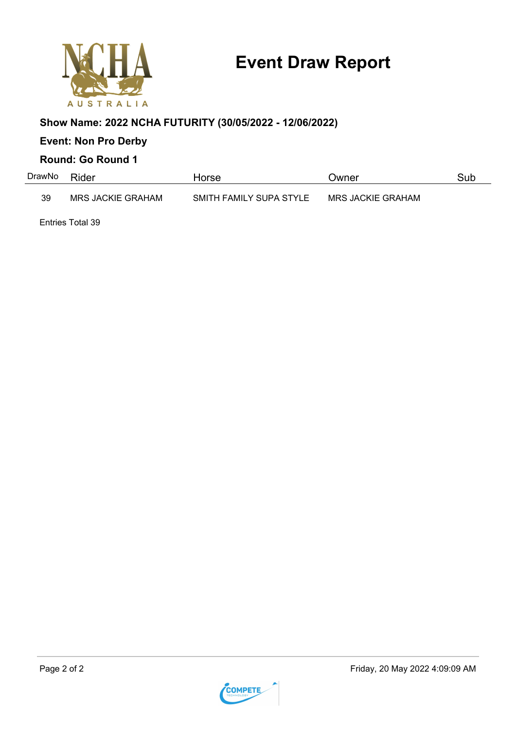# Event Draw Report

**Show Name: 2022 NCHA FUTURITY (30/05/2022 - 12/06/2022)**

**Event: Non Pro Derby**

**Round: Go Round 1**

| DrawNo | Rider | Horse | Owner | Sub |
|---|---|---|---|---|
| 39 | MRS JACKIE GRAHAM | SMITH FAMILY SUPA STYLE | MRS JACKIE GRAHAM | |

Entries Total 39

Friday, 20 May 2022 4:09:09 AM